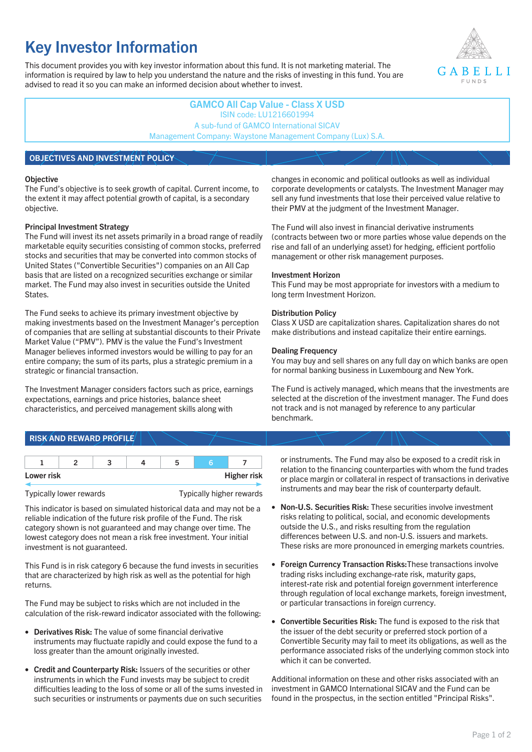# Key Invest­or Information

This document provides you with key investor information about this fund. It is not marketing material. The information is required by law to help you understand the nature and the risks of investing in this fund. You are advised to read it so you can make an informed decision about whether to invest.

GABELLI FUNDS

**GAMCO All Cap Value - Class X USD**
ISIN code: LU1216601994
A sub-fund of GAMCO International SICAV
Management Company: Waystone Management Company (Lux) S.A.

## OBJECTIVES AND INVESTMENT POLICY

### Objective

The Fund's objective is to seek growth of capital. Current income, to the extent it may affect potential growth of capital, is a secondary objective.

### Principal Investment Strategy

The Fund will invest its net assets primarily in a broad range of readily marketable equity securities consisting of common stocks, preferred stocks and securities that may be converted into common stocks of United States ("Convertible Securities") companies on an All Cap basis that are listed on a recognized securities exchange or similar market. The Fund may also invest in securities outside the United States.

The Fund seeks to achieve its primary investment objective by making investments based on the Investment Manager's perception of companies that are selling at substantial discounts to their Private Market Value ("PMV"). PMV is the value the Fund's Investment Manager believes informed investors would be willing to pay for an entire company; the sum of its parts, plus a strategic premium in a strategic or financial transaction.

The Investment Manager considers factors such as price, earnings expectations, earnings and price histories, balance sheet characteristics, and perceived management skills along with changes in economic and political outlooks as well as individual corporate developments or catalysts. The Investment Manager may sell any fund investments that lose their perceived value relative to their PMV at the judgment of the Investment Manager.

The Fund will also invest in financial derivative instruments (contracts between two or more parties whose value depends on the rise and fall of an underlying asset) for hedging, efficient portfolio management or other risk management purposes.

### Investment Horizon

This Fund may be most appropriate for investors with a medium to long term Investment Horizon.

### Distribution Policy

Class X USD are capitalization shares. Capitalization shares do not make distributions and instead capitalize their entire earnings.

### Dealing Frequency

You may buy and sell shares on any full day on which banks are open for normal banking business in Luxembourg and New York.

The Fund is actively managed, which means that the investments are selected at the discretion of the investment manager. The Fund does not track and is not managed by reference to any particular benchmark.

## RISK AND REWARD PROFILE

| 1 | 2 | 3 | 4 | 5 | **6** | 7 |
|---|---|---|---|---|---|---|

Lower risk — Higher risk

Typically lower rewards — Typically higher rewards

This indicator is based on simulated historical data and may not be a reliable indication of the future risk profile of the Fund. The risk category shown is not guaranteed and may change over time. The lowest category does not mean a risk free investment. Your initial investment is not guaranteed.

This Fund is in risk category 6 because the fund invests in securities that are characterized by high risk as well as the potential for high returns.

The Fund may be subject to risks which are not included in the calculation of the risk-reward indicator associated with the following:

- **Derivatives Risk:** The value of some financial derivative instruments may fluctuate rapidly and could expose the fund to a loss greater than the amount originally invested.
- **Credit and Counterparty Risk:** Issuers of the securities or other instruments in which the Fund invests may be subject to credit difficulties leading to the loss of some or all of the sums invested in such securities or payments due on such securities or instruments. The Fund may also be exposed to a credit risk in relation to the financing counterparties with whom the fund trades or place margin or collateral in respect of transactions in derivative instruments and may bear the risk of counterparty default.
- **Non-U.S. Securities Risk:** These securities involve investment risks relating to political, social, and economic developments outside the U.S., and risks resulting from the regulation differences between U.S. and non-U.S. issuers and markets. These risks are more pronounced in emerging markets countries.
- **Foreign Currency Transaction Risks:** These transactions involve trading risks including exchange-rate risk, maturity gaps, interest-rate risk and potential foreign government interference through regulation of local exchange markets, foreign investment, or particular transactions in foreign currency.
- **Convertible Securities Risk:** The fund is exposed to the risk that the issuer of the debt security or preferred stock portion of a Convertible Security may fail to meet its obligations, as well as the performance associated risks of the underlying common stock into which it can be converted.

Additional information on these and other risks associated with an investment in GAMCO International SICAV and the Fund can be found in the prospectus, in the section entitled "Principal Risks".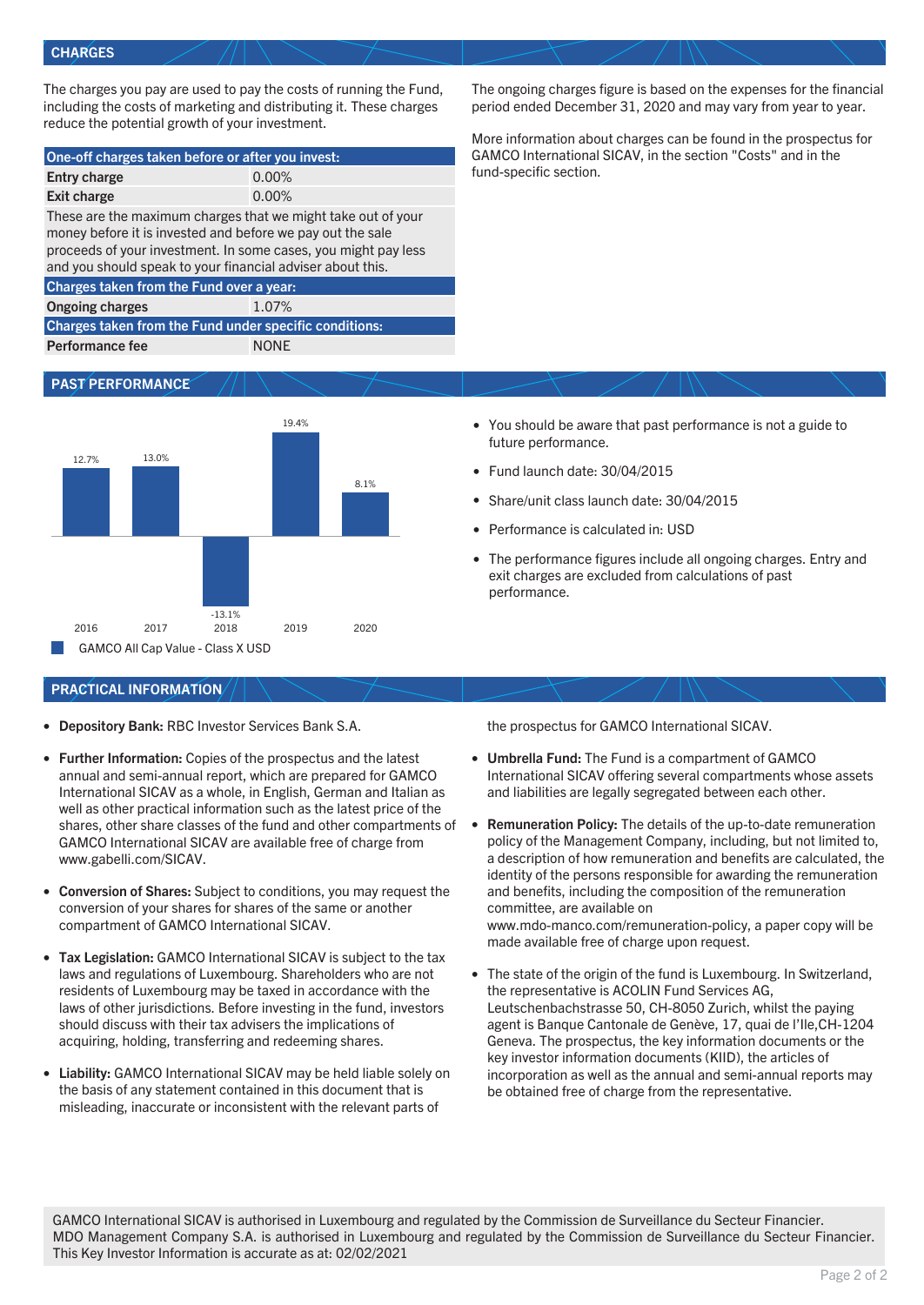## CHARGES

The charges you pay are used to pay the costs of running the Fund, including the costs of marketing and distributing it. These charges reduce the potential growth of your investment.

| One-off charges taken before or after you invest: | |
|---|---|
| **Entry charge** | 0.00% |
| **Exit charge** | 0.00% |
| These are the maximum charges that we might take out of your money before it is invested and before we pay out the sale proceeds of your investment. In some cases, you might pay less and you should speak to your financial adviser about this. | |
| **Charges taken from the Fund over a year:** | |
| **Ongoing charges** | 1.07% |
| **Charges taken from the Fund under specific conditions:** | |
| **Performance fee** | NONE |

The ongoing charges figure is based on the expenses for the financial period ended December 31, 2020 and may vary from year to year.

More information about charges can be found in the prospectus for GAMCO International SICAV, in the section "Costs" and in the fund-specific section.

## PAST PERFORMANCE

12.7%
13.0%
-13.1%
19.4%
8.1%

2016
2017
2018
2019
2020

GAMCO All Cap Value - Class X USD

- You should be aware that past performance is not a guide to future performance.
- Fund launch date: 30/04/2015
- Share/unit class launch date: 30/04/2015
- Performance is calculated in: USD
- The performance figures include all ongoing charges. Entry and exit charges are excluded from calculations of past performance.

## PRACTICAL INFORMATION

- **Depository Bank:** RBC Investor Services Bank S.A.
- **Further Information:** Copies of the prospectus and the latest annual and semi-annual report, which are prepared for GAMCO International SICAV as a whole, in English, German and Italian as well as other practical information such as the latest price of the shares, other share classes of the fund and other compartments of GAMCO International SICAV are available free of charge from www.gabelli.com/SICAV.
- **Conversion of Shares:** Subject to conditions, you may request the conversion of your shares for shares of the same or another compartment of GAMCO International SICAV.
- **Tax Legislation:** GAMCO International SICAV is subject to the tax laws and regulations of Luxembourg. Shareholders who are not residents of Luxembourg may be taxed in accordance with the laws of other jurisdictions. Before investing in the fund, investors should discuss with their tax advisers the implications of acquiring, holding, transferring and redeeming shares.
- **Liability:** GAMCO International SICAV may be held liable solely on the basis of any statement contained in this document that is misleading, inaccurate or inconsistent with the relevant parts of the prospectus for GAMCO International SICAV.
- **Umbrella Fund:** The Fund is a compartment of GAMCO International SICAV offering several compartments whose assets and liabilities are legally segregated between each other.
- **Remuneration Policy:** The details of the up-to-date remuneration policy of the Management Company, including, but not limited to, a description of how remuneration and benefits are calculated, the identity of the persons responsible for awarding the remuneration and benefits, including the composition of the remuneration committee, are available on www.mdo-manco.com/remuneration-policy, a paper copy will be made available free of charge upon request.
- The state of the origin of the fund is Luxembourg. In Switzerland, the representative is ACOLIN Fund Services AG, Leutschenbachstrasse 50, CH-8050 Zurich, whilst the paying agent is Banque Cantonale de Genève, 17, quai de l'Ile,CH-1204 Geneva. The prospectus, the key information documents or the key investor information documents (KIID), the articles of incorporation as well as the annual and semi-annual reports may be obtained free of charge from the representative.

GAMCO International SICAV is authorised in Luxembourg and regulated by the Commission de Surveillance du Secteur Financier.
MDO Management Company S.A. is authorised in Luxembourg and regulated by the Commission de Surveillance du Secteur Financier.
This Key Investor Information is accurate as at: 02/02/2021